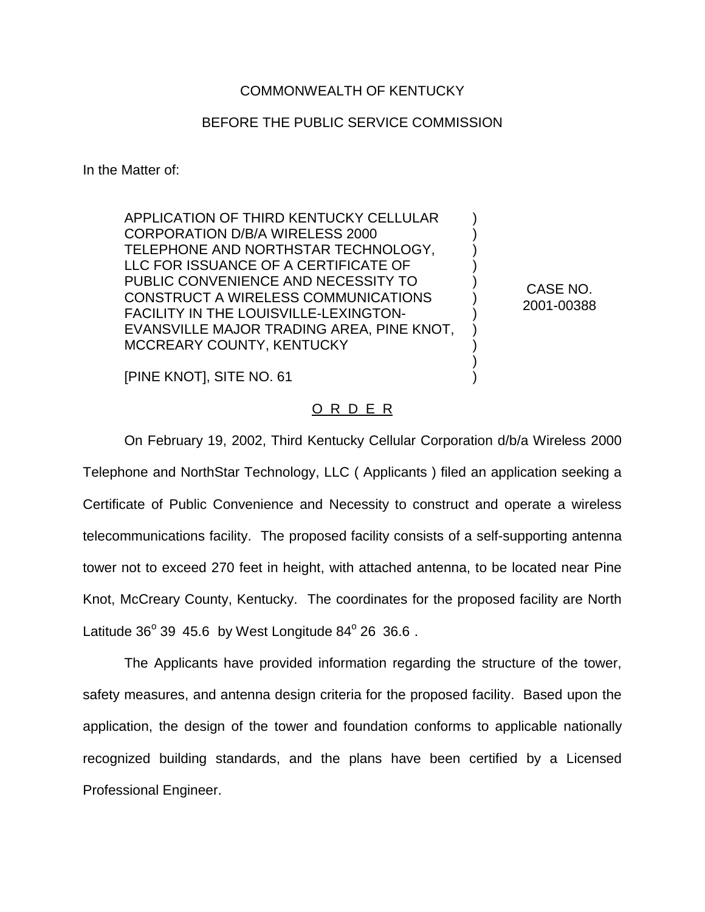COMMONWEALTH OF KENTUCKY

BEFORE THE PUBLIC SERVICE COMMISSION

In the Matter of:

APPLICATION OF THIRD KENTUCKY CELLULAR CORPORATION D/B/A WIRELESS 2000 TELEPHONE AND NORTHSTAR TECHNOLOGY, LLC FOR ISSUANCE OF A CERTIFICATE OF PUBLIC CONVENIENCE AND NECESSITY TO CONSTRUCT A WIRELESS COMMUNICATIONS FACILITY IN THE LOUISVILLE-LEXINGTON-EVANSVILLE MAJOR TRADING AREA, PINE KNOT, MCCREARY COUNTY, KENTUCKY

[PINE KNOT], SITE NO. 61

CASE NO. 2001-00388

O R D E R

On February 19, 2002, Third Kentucky Cellular Corporation d/b/a Wireless 2000 Telephone and NorthStar Technology, LLC ( Applicants ) filed an application seeking a Certificate of Public Convenience and Necessity to construct and operate a wireless telecommunications facility. The proposed facility consists of a self-supporting antenna tower not to exceed 270 feet in height, with attached antenna, to be located near Pine Knot, McCreary County, Kentucky. The coordinates for the proposed facility are North Latitude 36$^o$ 39 45.6 by West Longitude 84$^o$ 26 36.6 .

The Applicants have provided information regarding the structure of the tower, safety measures, and antenna design criteria for the proposed facility. Based upon the application, the design of the tower and foundation conforms to applicable nationally recognized building standards, and the plans have been certified by a Licensed Professional Engineer.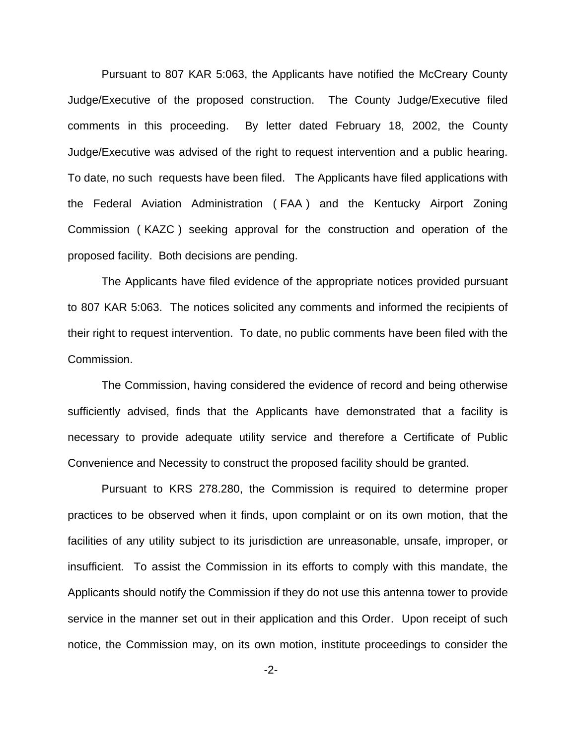Pursuant to 807 KAR 5:063, the Applicants have notified the McCreary County Judge/Executive of the proposed construction. The County Judge/Executive filed comments in this proceeding. By letter dated February 18, 2002, the County Judge/Executive was advised of the right to request intervention and a public hearing. To date, no such requests have been filed. The Applicants have filed applications with the Federal Aviation Administration ( FAA ) and the Kentucky Airport Zoning Commission ( KAZC ) seeking approval for the construction and operation of the proposed facility. Both decisions are pending.

The Applicants have filed evidence of the appropriate notices provided pursuant to 807 KAR 5:063. The notices solicited any comments and informed the recipients of their right to request intervention. To date, no public comments have been filed with the Commission.

The Commission, having considered the evidence of record and being otherwise sufficiently advised, finds that the Applicants have demonstrated that a facility is necessary to provide adequate utility service and therefore a Certificate of Public Convenience and Necessity to construct the proposed facility should be granted.

Pursuant to KRS 278.280, the Commission is required to determine proper practices to be observed when it finds, upon complaint or on its own motion, that the facilities of any utility subject to its jurisdiction are unreasonable, unsafe, improper, or insufficient. To assist the Commission in its efforts to comply with this mandate, the Applicants should notify the Commission if they do not use this antenna tower to provide service in the manner set out in their application and this Order. Upon receipt of such notice, the Commission may, on its own motion, institute proceedings to consider the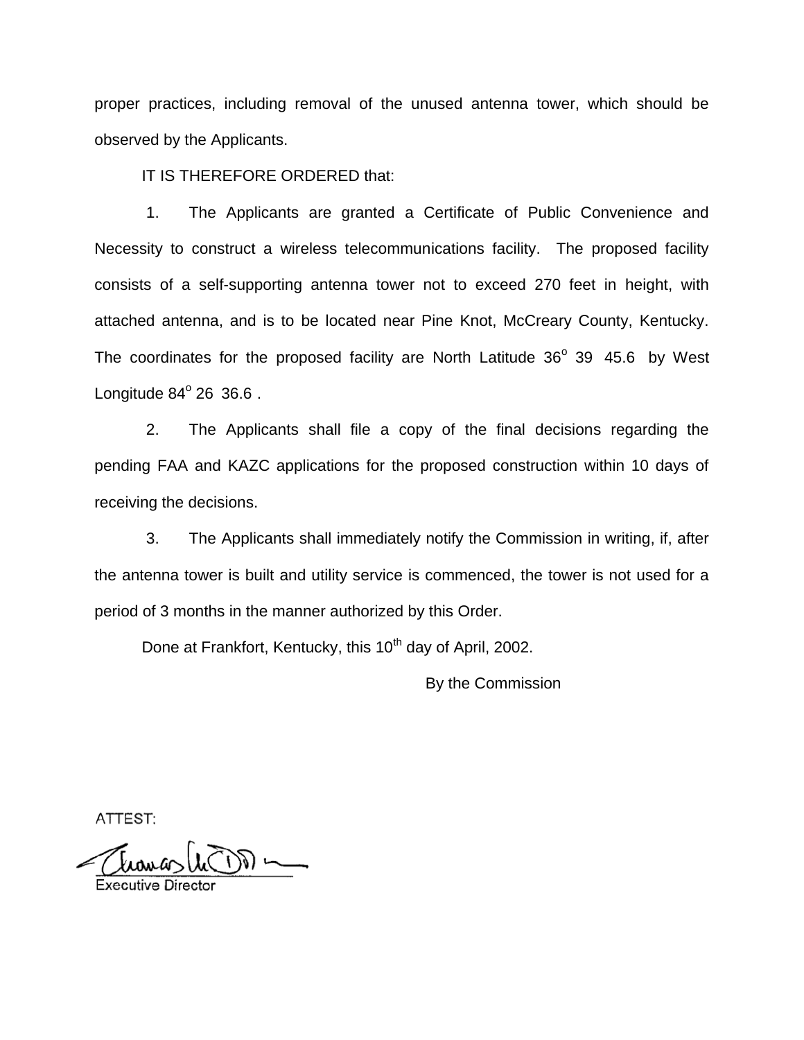proper practices, including removal of the unused antenna tower, which should be observed by the Applicants.

IT IS THEREFORE ORDERED that:

1. The Applicants are granted a Certificate of Public Convenience and Necessity to construct a wireless telecommunications facility. The proposed facility consists of a self-supporting antenna tower not to exceed 270 feet in height, with attached antenna, and is to be located near Pine Knot, McCreary County, Kentucky. The coordinates for the proposed facility are North Latitude $36^{o}$ 39 45.6 by West Longitude $84^{o}$ 26 36.6 .

2. The Applicants shall file a copy of the final decisions regarding the pending FAA and KAZC applications for the proposed construction within 10 days of receiving the decisions.

3. The Applicants shall immediately notify the Commission in writing, if, after the antenna tower is built and utility service is commenced, the tower is not used for a period of 3 months in the manner authorized by this Order.

Done at Frankfort, Kentucky, this 10th day of April, 2002.

By the Commission

ATTEST:

Executive Director